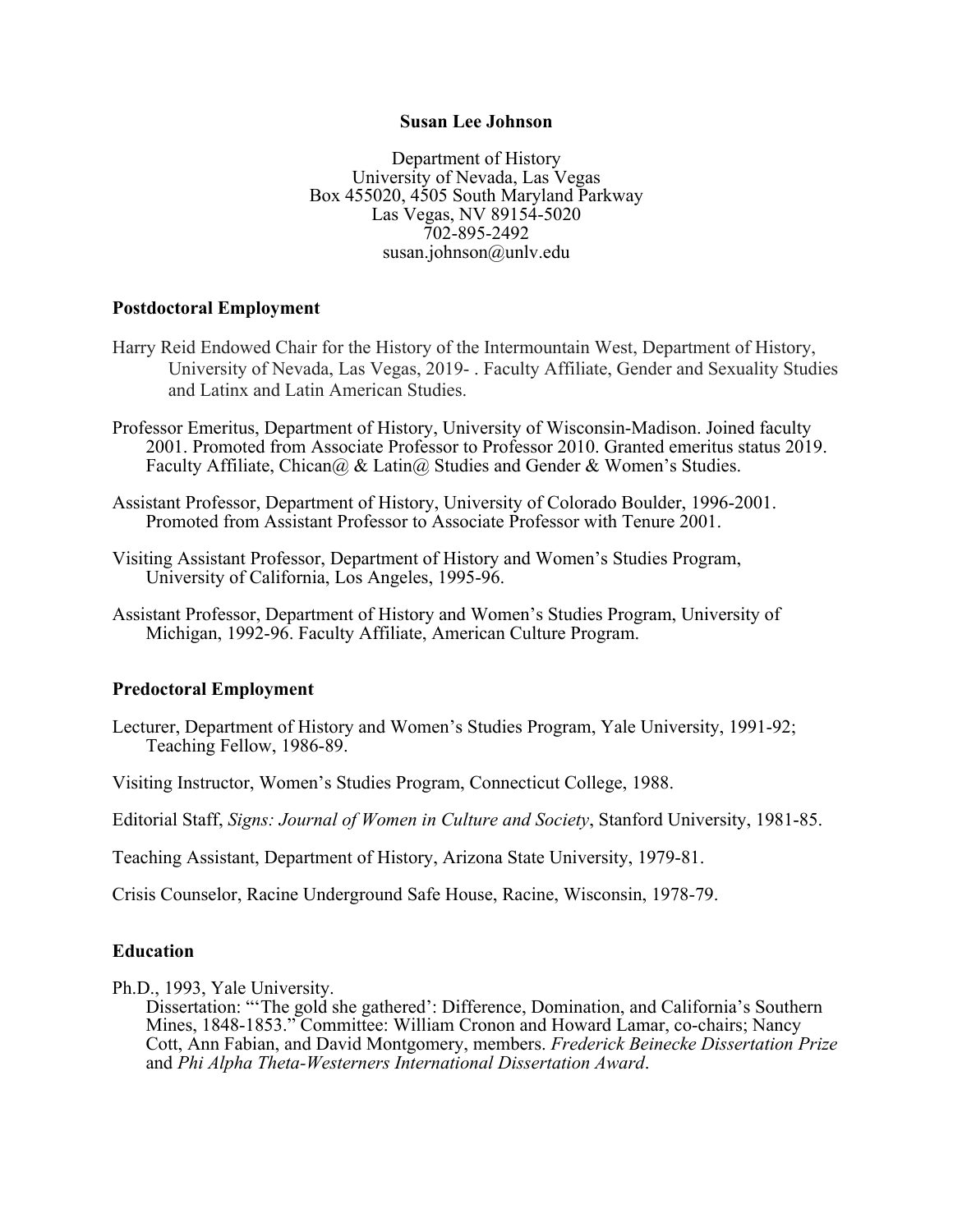**Susan Lee Johnson**

Department of History
University of Nevada, Las Vegas
Box 455020, 4505 South Maryland Parkway
Las Vegas, NV 89154-5020
702-895-2492
susan.johnson@unlv.edu

## Postdoctoral Employment

Harry Reid Endowed Chair for the History of the Intermountain West, Department of History, University of Nevada, Las Vegas, 2019- . Faculty Affiliate, Gender and Sexuality Studies and Latinx and Latin American Studies.

Professor Emeritus, Department of History, University of Wisconsin-Madison. Joined faculty 2001. Promoted from Associate Professor to Professor 2010. Granted emeritus status 2019. Faculty Affiliate, Chican@ & Latin@ Studies and Gender & Women's Studies.

Assistant Professor, Department of History, University of Colorado Boulder, 1996-2001. Promoted from Assistant Professor to Associate Professor with Tenure 2001.

Visiting Assistant Professor, Department of History and Women's Studies Program, University of California, Los Angeles, 1995-96.

Assistant Professor, Department of History and Women's Studies Program, University of Michigan, 1992-96. Faculty Affiliate, American Culture Program.

## Predoctoral Employment

Lecturer, Department of History and Women's Studies Program, Yale University, 1991-92; Teaching Fellow, 1986-89.

Visiting Instructor, Women's Studies Program, Connecticut College, 1988.

Editorial Staff, *Signs: Journal of Women in Culture and Society*, Stanford University, 1981-85.

Teaching Assistant, Department of History, Arizona State University, 1979-81.

Crisis Counselor, Racine Underground Safe House, Racine, Wisconsin, 1978-79.

## Education

Ph.D., 1993, Yale University.
Dissertation: "'The gold she gathered': Difference, Domination, and California's Southern Mines, 1848-1853." Committee: William Cronon and Howard Lamar, co-chairs; Nancy Cott, Ann Fabian, and David Montgomery, members. *Frederick Beinecke Dissertation Prize* and *Phi Alpha Theta-Westerners International Dissertation Award*.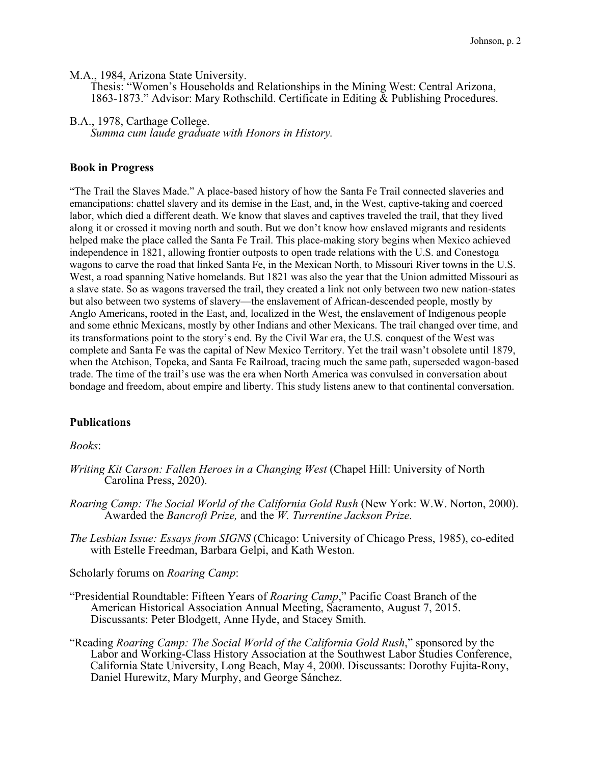M.A., 1984, Arizona State University.
Thesis: "Women's Households and Relationships in the Mining West: Central Arizona, 1863-1873." Advisor: Mary Rothschild. Certificate in Editing & Publishing Procedures.

B.A., 1978, Carthage College.
*Summa cum laude graduate with Honors in History.*

**Book in Progress**

"The Trail the Slaves Made." A place-based history of how the Santa Fe Trail connected slaveries and emancipations: chattel slavery and its demise in the East, and, in the West, captive-taking and coerced labor, which died a different death. We know that slaves and captives traveled the trail, that they lived along it or crossed it moving north and south. But we don't know how enslaved migrants and residents helped make the place called the Santa Fe Trail. This place-making story begins when Mexico achieved independence in 1821, allowing frontier outposts to open trade relations with the U.S. and Conestoga wagons to carve the road that linked Santa Fe, in the Mexican North, to Missouri River towns in the U.S. West, a road spanning Native homelands. But 1821 was also the year that the Union admitted Missouri as a slave state. So as wagons traversed the trail, they created a link not only between two new nation-states but also between two systems of slavery—the enslavement of African-descended people, mostly by Anglo Americans, rooted in the East, and, localized in the West, the enslavement of Indigenous people and some ethnic Mexicans, mostly by other Indians and other Mexicans. The trail changed over time, and its transformations point to the story's end. By the Civil War era, the U.S. conquest of the West was complete and Santa Fe was the capital of New Mexico Territory. Yet the trail wasn't obsolete until 1879, when the Atchison, Topeka, and Santa Fe Railroad, tracing much the same path, superseded wagon-based trade. The time of the trail's use was the era when North America was convulsed in conversation about bondage and freedom, about empire and liberty. This study listens anew to that continental conversation.

**Publications**

*Books*:

*Writing Kit Carson: Fallen Heroes in a Changing West* (Chapel Hill: University of North Carolina Press, 2020).

*Roaring Camp: The Social World of the California Gold Rush* (New York: W.W. Norton, 2000). Awarded the *Bancroft Prize,* and the *W. Turrentine Jackson Prize.*

*The Lesbian Issue: Essays from SIGNS* (Chicago: University of Chicago Press, 1985), co-edited with Estelle Freedman, Barbara Gelpi, and Kath Weston.

Scholarly forums on *Roaring Camp*:

"Presidential Roundtable: Fifteen Years of *Roaring Camp*," Pacific Coast Branch of the American Historical Association Annual Meeting, Sacramento, August 7, 2015. Discussants: Peter Blodgett, Anne Hyde, and Stacey Smith.

"Reading *Roaring Camp: The Social World of the California Gold Rush*," sponsored by the Labor and Working-Class History Association at the Southwest Labor Studies Conference, California State University, Long Beach, May 4, 2000. Discussants: Dorothy Fujita-Rony, Daniel Hurewitz, Mary Murphy, and George Sánchez.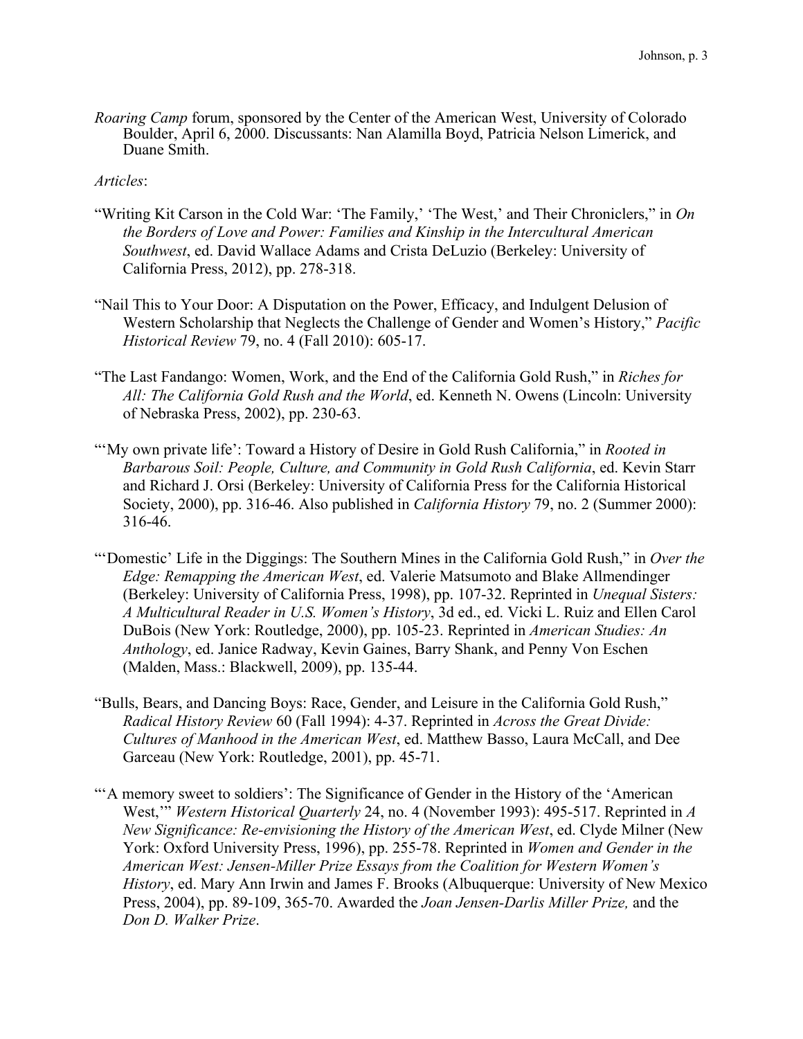*Roaring Camp* forum, sponsored by the Center of the American West, University of Colorado Boulder, April 6, 2000. Discussants: Nan Alamilla Boyd, Patricia Nelson Limerick, and Duane Smith.

*Articles*:

"Writing Kit Carson in the Cold War: 'The Family,' 'The West,' and Their Chroniclers," in *On the Borders of Love and Power: Families and Kinship in the Intercultural American Southwest*, ed. David Wallace Adams and Crista DeLuzio (Berkeley: University of California Press, 2012), pp. 278-318.

"Nail This to Your Door: A Disputation on the Power, Efficacy, and Indulgent Delusion of Western Scholarship that Neglects the Challenge of Gender and Women's History," *Pacific Historical Review* 79, no. 4 (Fall 2010): 605-17.

"The Last Fandango: Women, Work, and the End of the California Gold Rush," in *Riches for All: The California Gold Rush and the World*, ed. Kenneth N. Owens (Lincoln: University of Nebraska Press, 2002), pp. 230-63.

"'My own private life': Toward a History of Desire in Gold Rush California," in *Rooted in Barbarous Soil: People, Culture, and Community in Gold Rush California*, ed. Kevin Starr and Richard J. Orsi (Berkeley: University of California Press for the California Historical Society, 2000), pp. 316-46. Also published in *California History* 79, no. 2 (Summer 2000): 316-46.

"'Domestic' Life in the Diggings: The Southern Mines in the California Gold Rush," in *Over the Edge: Remapping the American West*, ed. Valerie Matsumoto and Blake Allmendinger (Berkeley: University of California Press, 1998), pp. 107-32. Reprinted in *Unequal Sisters: A Multicultural Reader in U.S. Women's History*, 3d ed., ed. Vicki L. Ruiz and Ellen Carol DuBois (New York: Routledge, 2000), pp. 105-23. Reprinted in *American Studies: An Anthology*, ed. Janice Radway, Kevin Gaines, Barry Shank, and Penny Von Eschen (Malden, Mass.: Blackwell, 2009), pp. 135-44.

"Bulls, Bears, and Dancing Boys: Race, Gender, and Leisure in the California Gold Rush," *Radical History Review* 60 (Fall 1994): 4-37. Reprinted in *Across the Great Divide: Cultures of Manhood in the American West*, ed. Matthew Basso, Laura McCall, and Dee Garceau (New York: Routledge, 2001), pp. 45-71.

"'A memory sweet to soldiers': The Significance of Gender in the History of the 'American West,'" *Western Historical Quarterly* 24, no. 4 (November 1993): 495-517. Reprinted in *A New Significance: Re-envisioning the History of the American West*, ed. Clyde Milner (New York: Oxford University Press, 1996), pp. 255-78. Reprinted in *Women and Gender in the American West: Jensen-Miller Prize Essays from the Coalition for Western Women's History*, ed. Mary Ann Irwin and James F. Brooks (Albuquerque: University of New Mexico Press, 2004), pp. 89-109, 365-70. Awarded the *Joan Jensen-Darlis Miller Prize,* and the *Don D. Walker Prize*.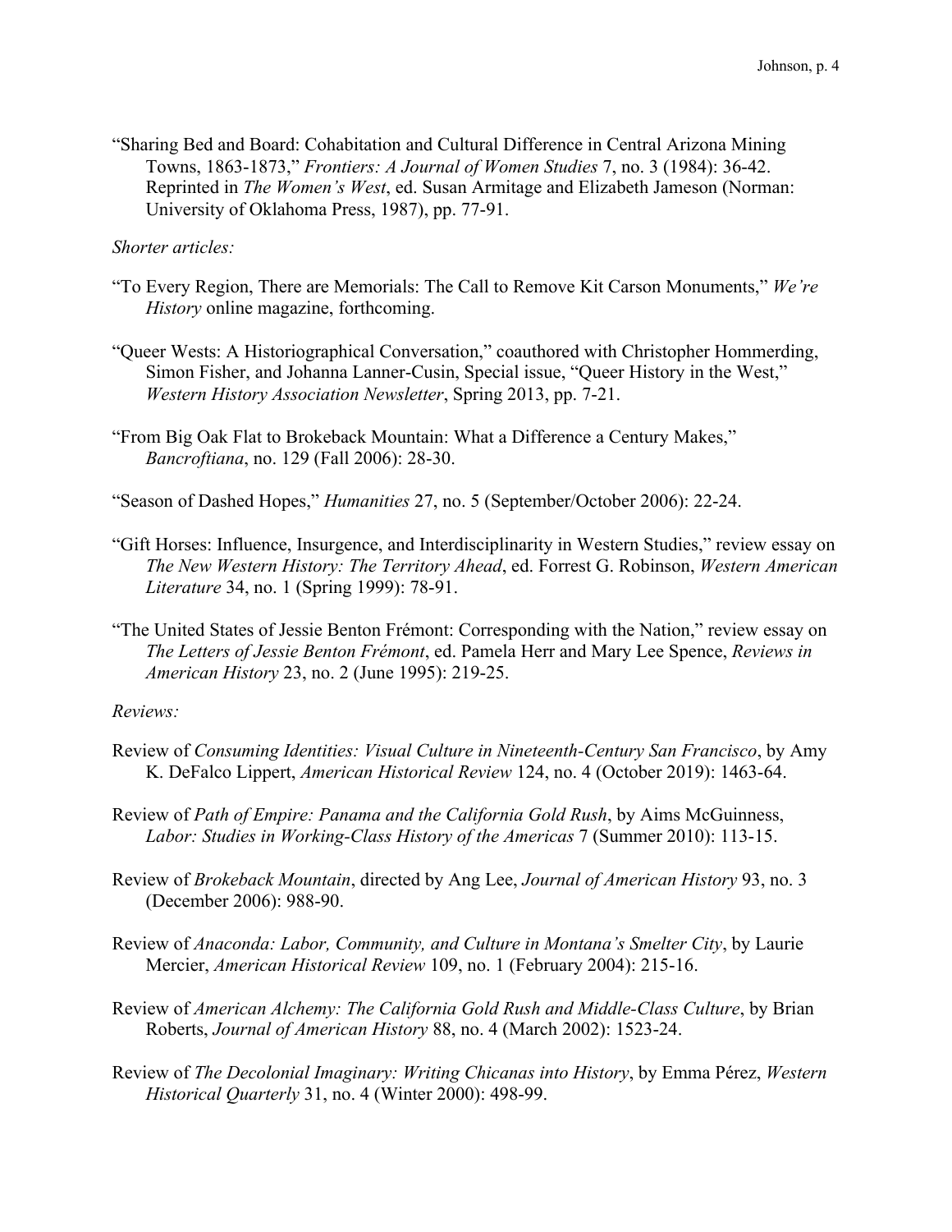"Sharing Bed and Board: Cohabitation and Cultural Difference in Central Arizona Mining Towns, 1863-1873," *Frontiers: A Journal of Women Studies* 7, no. 3 (1984): 36-42. Reprinted in *The Women's West*, ed. Susan Armitage and Elizabeth Jameson (Norman: University of Oklahoma Press, 1987), pp. 77-91.

*Shorter articles:*

"To Every Region, There are Memorials: The Call to Remove Kit Carson Monuments," *We're History* online magazine, forthcoming.

"Queer Wests: A Historiographical Conversation," coauthored with Christopher Hommerding, Simon Fisher, and Johanna Lanner-Cusin, Special issue, "Queer History in the West," *Western History Association Newsletter*, Spring 2013, pp. 7-21.

"From Big Oak Flat to Brokeback Mountain: What a Difference a Century Makes," *Bancroftiana*, no. 129 (Fall 2006): 28-30.

"Season of Dashed Hopes," *Humanities* 27, no. 5 (September/October 2006): 22-24.

"Gift Horses: Influence, Insurgence, and Interdisciplinarity in Western Studies," review essay on *The New Western History: The Territory Ahead*, ed. Forrest G. Robinson, *Western American Literature* 34, no. 1 (Spring 1999): 78-91.

"The United States of Jessie Benton Frémont: Corresponding with the Nation," review essay on *The Letters of Jessie Benton Frémont*, ed. Pamela Herr and Mary Lee Spence, *Reviews in American History* 23, no. 2 (June 1995): 219-25.

*Reviews:*

Review of *Consuming Identities: Visual Culture in Nineteenth-Century San Francisco*, by Amy K. DeFalco Lippert, *American Historical Review* 124, no. 4 (October 2019): 1463-64.

Review of *Path of Empire: Panama and the California Gold Rush*, by Aims McGuinness, *Labor: Studies in Working-Class History of the Americas* 7 (Summer 2010): 113-15.

Review of *Brokeback Mountain*, directed by Ang Lee, *Journal of American History* 93, no. 3 (December 2006): 988-90.

Review of *Anaconda: Labor, Community, and Culture in Montana's Smelter City*, by Laurie Mercier, *American Historical Review* 109, no. 1 (February 2004): 215-16.

Review of *American Alchemy: The California Gold Rush and Middle-Class Culture*, by Brian Roberts, *Journal of American History* 88, no. 4 (March 2002): 1523-24.

Review of *The Decolonial Imaginary: Writing Chicanas into History*, by Emma Pérez, *Western Historical Quarterly* 31, no. 4 (Winter 2000): 498-99.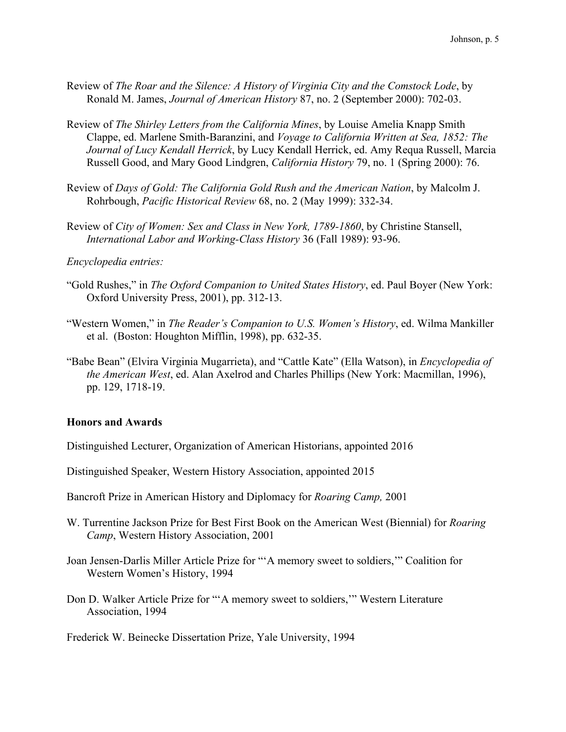Review of *The Roar and the Silence: A History of Virginia City and the Comstock Lode*, by Ronald M. James, *Journal of American History* 87, no. 2 (September 2000): 702-03.

Review of *The Shirley Letters from the California Mines*, by Louise Amelia Knapp Smith Clappe, ed. Marlene Smith-Baranzini, and *Voyage to California Written at Sea, 1852: The Journal of Lucy Kendall Herrick*, by Lucy Kendall Herrick, ed. Amy Requa Russell, Marcia Russell Good, and Mary Good Lindgren, *California History* 79, no. 1 (Spring 2000): 76.

Review of *Days of Gold: The California Gold Rush and the American Nation*, by Malcolm J. Rohrbough, *Pacific Historical Review* 68, no. 2 (May 1999): 332-34.

Review of *City of Women: Sex and Class in New York, 1789-1860*, by Christine Stansell, *International Labor and Working-Class History* 36 (Fall 1989): 93-96.

*Encyclopedia entries:*

"Gold Rushes," in *The Oxford Companion to United States History*, ed. Paul Boyer (New York: Oxford University Press, 2001), pp. 312-13.

"Western Women," in *The Reader's Companion to U.S. Women's History*, ed. Wilma Mankiller et al. (Boston: Houghton Mifflin, 1998), pp. 632-35.

"Babe Bean" (Elvira Virginia Mugarrieta), and "Cattle Kate" (Ella Watson), in *Encyclopedia of the American West*, ed. Alan Axelrod and Charles Phillips (New York: Macmillan, 1996), pp. 129, 1718-19.

## Honors and Awards

Distinguished Lecturer, Organization of American Historians, appointed 2016

Distinguished Speaker, Western History Association, appointed 2015

Bancroft Prize in American History and Diplomacy for *Roaring Camp,* 2001

W. Turrentine Jackson Prize for Best First Book on the American West (Biennial) for *Roaring Camp*, Western History Association, 2001

Joan Jensen-Darlis Miller Article Prize for "'A memory sweet to soldiers,'" Coalition for Western Women's History, 1994

Don D. Walker Article Prize for "'A memory sweet to soldiers,'" Western Literature Association, 1994

Frederick W. Beinecke Dissertation Prize, Yale University, 1994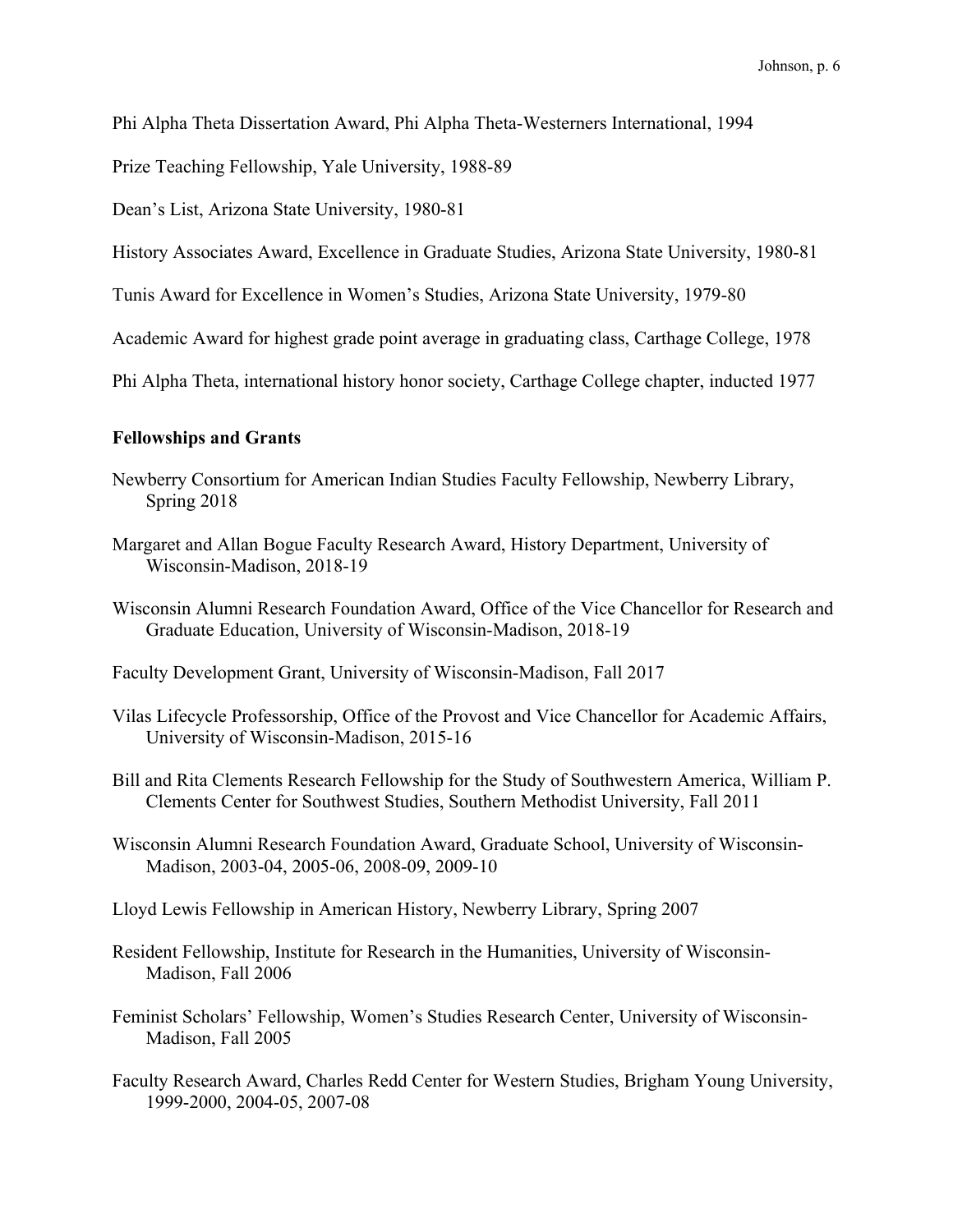Phi Alpha Theta Dissertation Award, Phi Alpha Theta-Westerners International, 1994

Prize Teaching Fellowship, Yale University, 1988-89

Dean's List, Arizona State University, 1980-81

History Associates Award, Excellence in Graduate Studies, Arizona State University, 1980-81

Tunis Award for Excellence in Women's Studies, Arizona State University, 1979-80

Academic Award for highest grade point average in graduating class, Carthage College, 1978

Phi Alpha Theta, international history honor society, Carthage College chapter, inducted 1977

**Fellowships and Grants**

Newberry Consortium for American Indian Studies Faculty Fellowship, Newberry Library, Spring 2018

Margaret and Allan Bogue Faculty Research Award, History Department, University of Wisconsin-Madison, 2018-19

Wisconsin Alumni Research Foundation Award, Office of the Vice Chancellor for Research and Graduate Education, University of Wisconsin-Madison, 2018-19

Faculty Development Grant, University of Wisconsin-Madison, Fall 2017

Vilas Lifecycle Professorship, Office of the Provost and Vice Chancellor for Academic Affairs, University of Wisconsin-Madison, 2015-16

Bill and Rita Clements Research Fellowship for the Study of Southwestern America, William P. Clements Center for Southwest Studies, Southern Methodist University, Fall 2011

Wisconsin Alumni Research Foundation Award, Graduate School, University of Wisconsin-Madison, 2003-04, 2005-06, 2008-09, 2009-10

Lloyd Lewis Fellowship in American History, Newberry Library, Spring 2007

Resident Fellowship, Institute for Research in the Humanities, University of Wisconsin-Madison, Fall 2006

Feminist Scholars' Fellowship, Women's Studies Research Center, University of Wisconsin-Madison, Fall 2005

Faculty Research Award, Charles Redd Center for Western Studies, Brigham Young University, 1999-2000, 2004-05, 2007-08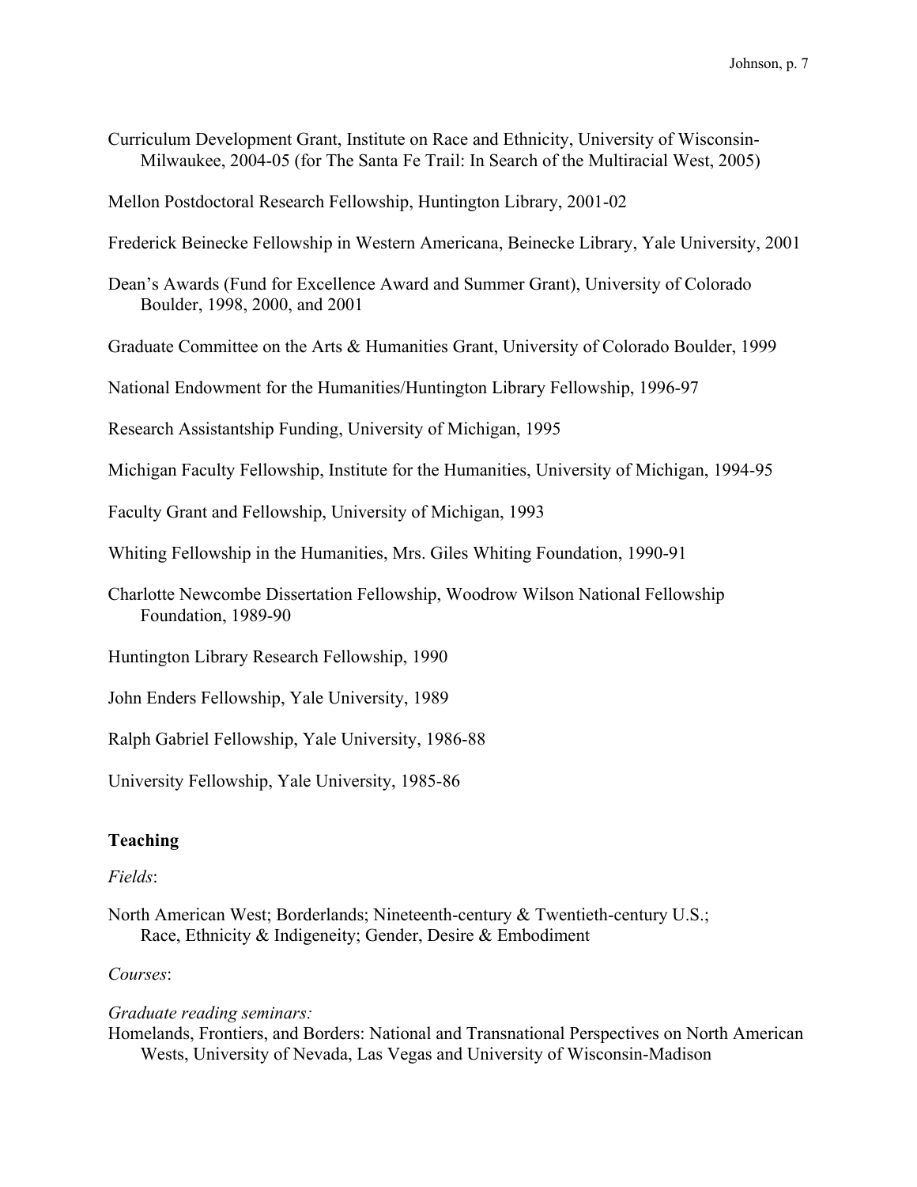Curriculum Development Grant, Institute on Race and Ethnicity, University of Wisconsin-Milwaukee, 2004-05 (for The Santa Fe Trail: In Search of the Multiracial West, 2005)

Mellon Postdoctoral Research Fellowship, Huntington Library, 2001-02

Frederick Beinecke Fellowship in Western Americana, Beinecke Library, Yale University, 2001

Dean's Awards (Fund for Excellence Award and Summer Grant), University of Colorado Boulder, 1998, 2000, and 2001

Graduate Committee on the Arts & Humanities Grant, University of Colorado Boulder, 1999

National Endowment for the Humanities/Huntington Library Fellowship, 1996-97

Research Assistantship Funding, University of Michigan, 1995

Michigan Faculty Fellowship, Institute for the Humanities, University of Michigan, 1994-95

Faculty Grant and Fellowship, University of Michigan, 1993

Whiting Fellowship in the Humanities, Mrs. Giles Whiting Foundation, 1990-91

Charlotte Newcombe Dissertation Fellowship, Woodrow Wilson National Fellowship Foundation, 1989-90

Huntington Library Research Fellowship, 1990

John Enders Fellowship, Yale University, 1989

Ralph Gabriel Fellowship, Yale University, 1986-88

University Fellowship, Yale University, 1985-86

## Teaching

*Fields*:

North American West; Borderlands; Nineteenth-century & Twentieth-century U.S.; Race, Ethnicity & Indigeneity; Gender, Desire & Embodiment

*Courses*:

*Graduate reading seminars:*

Homelands, Frontiers, and Borders: National and Transnational Perspectives on North American Wests, University of Nevada, Las Vegas and University of Wisconsin-Madison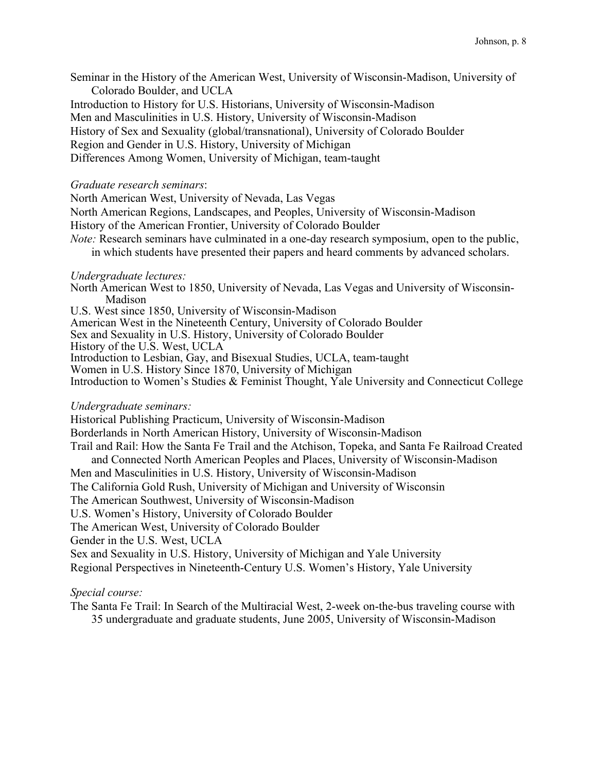Seminar in the History of the American West, University of Wisconsin-Madison, University of Colorado Boulder, and UCLA
Introduction to History for U.S. Historians, University of Wisconsin-Madison
Men and Masculinities in U.S. History, University of Wisconsin-Madison
History of Sex and Sexuality (global/transnational), University of Colorado Boulder
Region and Gender in U.S. History, University of Michigan
Differences Among Women, University of Michigan, team-taught

*Graduate research seminars*:
North American West, University of Nevada, Las Vegas
North American Regions, Landscapes, and Peoples, University of Wisconsin-Madison
History of the American Frontier, University of Colorado Boulder
*Note:* Research seminars have culminated in a one-day research symposium, open to the public, in which students have presented their papers and heard comments by advanced scholars.

*Undergraduate lectures:*
North American West to 1850, University of Nevada, Las Vegas and University of Wisconsin-Madison
U.S. West since 1850, University of Wisconsin-Madison
American West in the Nineteenth Century, University of Colorado Boulder
Sex and Sexuality in U.S. History, University of Colorado Boulder
History of the U.S. West, UCLA
Introduction to Lesbian, Gay, and Bisexual Studies, UCLA, team-taught
Women in U.S. History Since 1870, University of Michigan
Introduction to Women's Studies & Feminist Thought, Yale University and Connecticut College

*Undergraduate seminars:*
Historical Publishing Practicum, University of Wisconsin-Madison
Borderlands in North American History, University of Wisconsin-Madison
Trail and Rail: How the Santa Fe Trail and the Atchison, Topeka, and Santa Fe Railroad Created and Connected North American Peoples and Places, University of Wisconsin-Madison
Men and Masculinities in U.S. History, University of Wisconsin-Madison
The California Gold Rush, University of Michigan and University of Wisconsin
The American Southwest, University of Wisconsin-Madison
U.S. Women's History, University of Colorado Boulder
The American West, University of Colorado Boulder
Gender in the U.S. West, UCLA
Sex and Sexuality in U.S. History, University of Michigan and Yale University
Regional Perspectives in Nineteenth-Century U.S. Women's History, Yale University

*Special course:*
The Santa Fe Trail: In Search of the Multiracial West, 2-week on-the-bus traveling course with 35 undergraduate and graduate students, June 2005, University of Wisconsin-Madison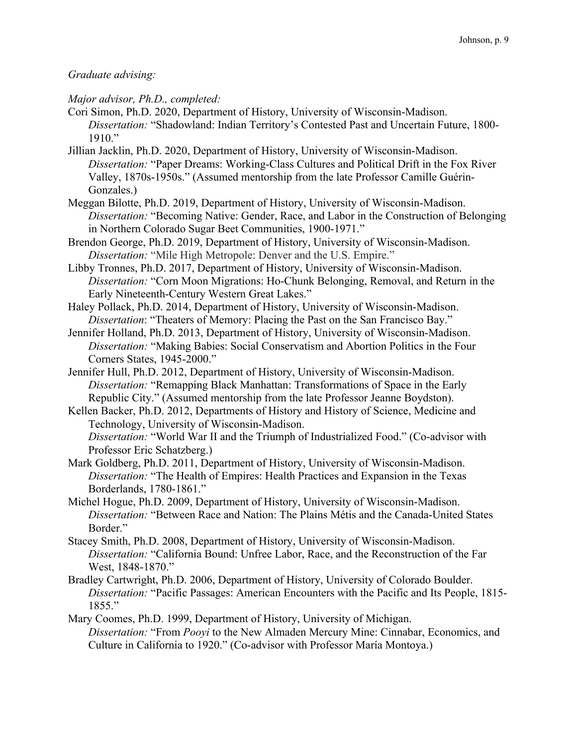*Graduate advising:*

*Major advisor, Ph.D., completed:*

Cori Simon, Ph.D. 2020, Department of History, University of Wisconsin-Madison.
*Dissertation:* "Shadowland: Indian Territory's Contested Past and Uncertain Future, 1800-1910."

Jillian Jacklin, Ph.D. 2020, Department of History, University of Wisconsin-Madison.
*Dissertation:* "Paper Dreams: Working-Class Cultures and Political Drift in the Fox River Valley, 1870s-1950s." (Assumed mentorship from the late Professor Camille Guérin-Gonzales.)

Meggan Bilotte, Ph.D. 2019, Department of History, University of Wisconsin-Madison.
*Dissertation:* "Becoming Native: Gender, Race, and Labor in the Construction of Belonging in Northern Colorado Sugar Beet Communities, 1900-1971."

Brendon George, Ph.D. 2019, Department of History, University of Wisconsin-Madison.
*Dissertation:* "Mile High Metropole: Denver and the U.S. Empire."

Libby Tronnes, Ph.D. 2017, Department of History, University of Wisconsin-Madison.
*Dissertation:* "Corn Moon Migrations: Ho-Chunk Belonging, Removal, and Return in the Early Nineteenth-Century Western Great Lakes."

Haley Pollack, Ph.D. 2014, Department of History, University of Wisconsin-Madison.
*Dissertation*: "Theaters of Memory: Placing the Past on the San Francisco Bay."

Jennifer Holland, Ph.D. 2013, Department of History, University of Wisconsin-Madison.
*Dissertation:* "Making Babies: Social Conservatism and Abortion Politics in the Four Corners States, 1945-2000."

Jennifer Hull, Ph.D. 2012, Department of History, University of Wisconsin-Madison.
*Dissertation:* "Remapping Black Manhattan: Transformations of Space in the Early Republic City." (Assumed mentorship from the late Professor Jeanne Boydston).

Kellen Backer, Ph.D. 2012, Departments of History and History of Science, Medicine and Technology, University of Wisconsin-Madison.
*Dissertation:* "World War II and the Triumph of Industrialized Food." (Co-advisor with Professor Eric Schatzberg.)

Mark Goldberg, Ph.D. 2011, Department of History, University of Wisconsin-Madison.
*Dissertation:* "The Health of Empires: Health Practices and Expansion in the Texas Borderlands, 1780-1861."

Michel Hogue, Ph.D. 2009, Department of History, University of Wisconsin-Madison.
*Dissertation:* "Between Race and Nation: The Plains Métis and the Canada-United States Border."

Stacey Smith, Ph.D. 2008, Department of History, University of Wisconsin-Madison.
*Dissertation:* "California Bound: Unfree Labor, Race, and the Reconstruction of the Far West, 1848-1870."

Bradley Cartwright, Ph.D. 2006, Department of History, University of Colorado Boulder.
*Dissertation:* "Pacific Passages: American Encounters with the Pacific and Its People, 1815-1855."

Mary Coomes, Ph.D. 1999, Department of History, University of Michigan.
*Dissertation:* "From *Pooyi* to the New Almaden Mercury Mine: Cinnabar, Economics, and Culture in California to 1920." (Co-advisor with Professor María Montoya.)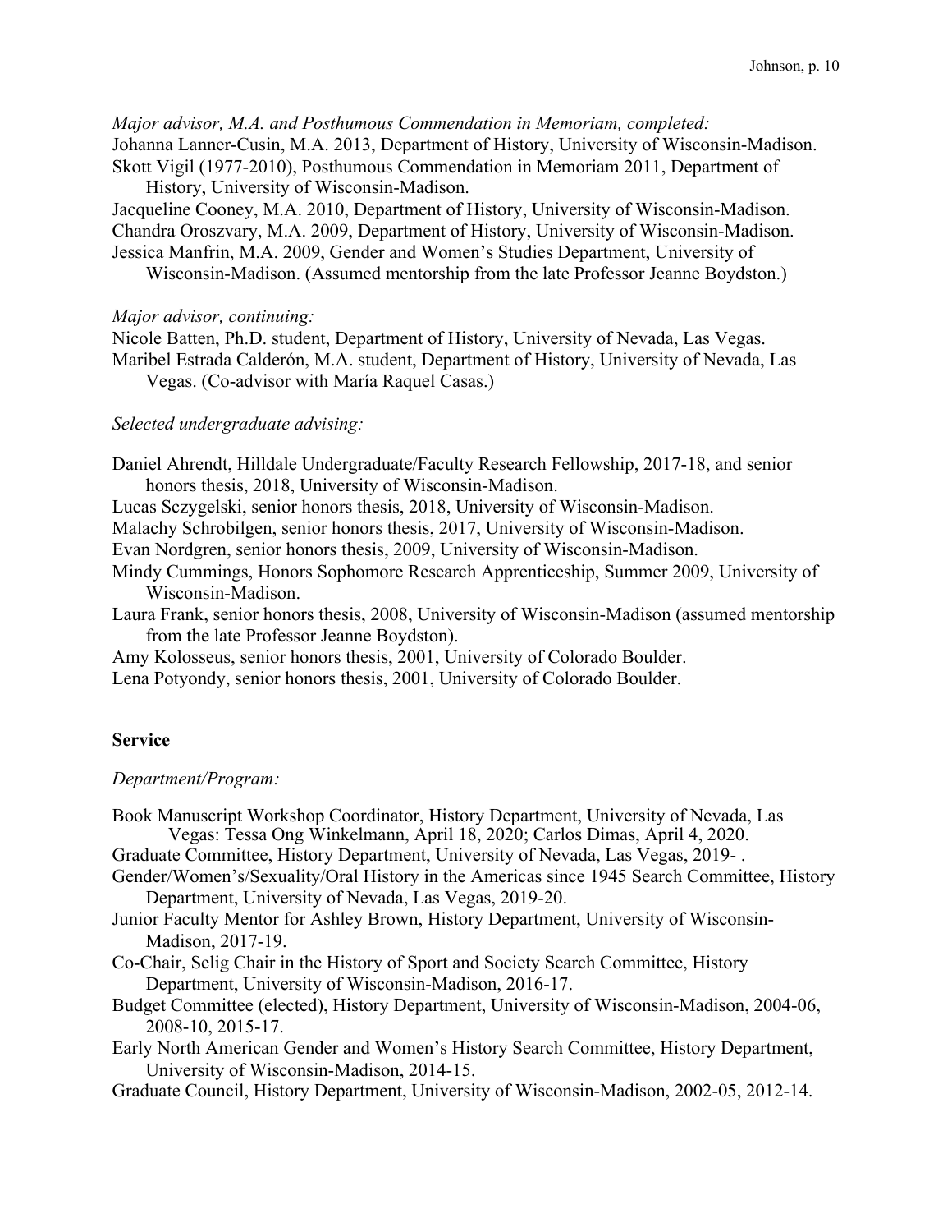*Major advisor, M.A. and Posthumous Commendation in Memoriam, completed:*

Johanna Lanner-Cusin, M.A. 2013, Department of History, University of Wisconsin-Madison.
Skott Vigil (1977-2010), Posthumous Commendation in Memoriam 2011, Department of History, University of Wisconsin-Madison.
Jacqueline Cooney, M.A. 2010, Department of History, University of Wisconsin-Madison.
Chandra Oroszvary, M.A. 2009, Department of History, University of Wisconsin-Madison.
Jessica Manfrin, M.A. 2009, Gender and Women's Studies Department, University of Wisconsin-Madison. (Assumed mentorship from the late Professor Jeanne Boydston.)

*Major advisor, continuing:*

Nicole Batten, Ph.D. student, Department of History, University of Nevada, Las Vegas.
Maribel Estrada Calderón, M.A. student, Department of History, University of Nevada, Las Vegas. (Co-advisor with María Raquel Casas.)

*Selected undergraduate advising:*

Daniel Ahrendt, Hilldale Undergraduate/Faculty Research Fellowship, 2017-18, and senior honors thesis, 2018, University of Wisconsin-Madison.
Lucas Sczygelski, senior honors thesis, 2018, University of Wisconsin-Madison.
Malachy Schrobilgen, senior honors thesis, 2017, University of Wisconsin-Madison.
Evan Nordgren, senior honors thesis, 2009, University of Wisconsin-Madison.
Mindy Cummings, Honors Sophomore Research Apprenticeship, Summer 2009, University of Wisconsin-Madison.
Laura Frank, senior honors thesis, 2008, University of Wisconsin-Madison (assumed mentorship from the late Professor Jeanne Boydston).
Amy Kolosseus, senior honors thesis, 2001, University of Colorado Boulder.
Lena Potyondy, senior honors thesis, 2001, University of Colorado Boulder.

## Service

*Department/Program:*

Book Manuscript Workshop Coordinator, History Department, University of Nevada, Las Vegas: Tessa Ong Winkelmann, April 18, 2020; Carlos Dimas, April 4, 2020.
Graduate Committee, History Department, University of Nevada, Las Vegas, 2019- .
Gender/Women's/Sexuality/Oral History in the Americas since 1945 Search Committee, History Department, University of Nevada, Las Vegas, 2019-20.
Junior Faculty Mentor for Ashley Brown, History Department, University of Wisconsin-Madison, 2017-19.
Co-Chair, Selig Chair in the History of Sport and Society Search Committee, History Department, University of Wisconsin-Madison, 2016-17.
Budget Committee (elected), History Department, University of Wisconsin-Madison, 2004-06, 2008-10, 2015-17.
Early North American Gender and Women's History Search Committee, History Department, University of Wisconsin-Madison, 2014-15.
Graduate Council, History Department, University of Wisconsin-Madison, 2002-05, 2012-14.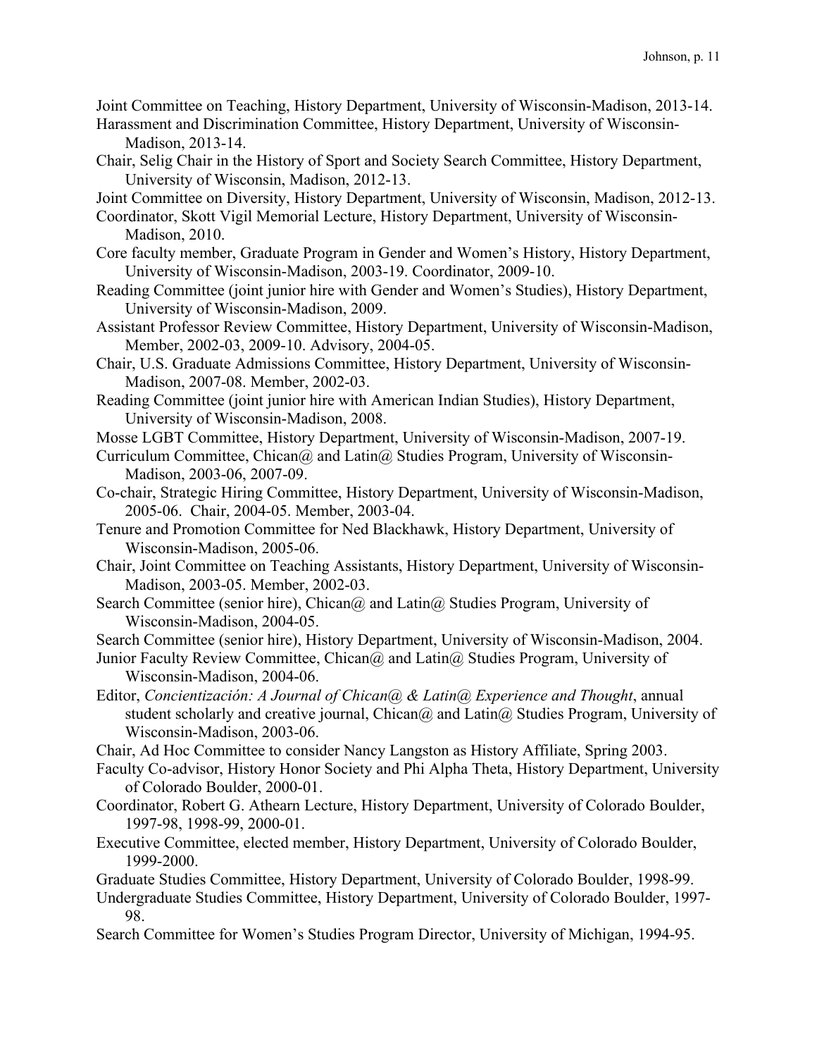Joint Committee on Teaching, History Department, University of Wisconsin-Madison, 2013-14.

Harassment and Discrimination Committee, History Department, University of Wisconsin-Madison, 2013-14.

Chair, Selig Chair in the History of Sport and Society Search Committee, History Department, University of Wisconsin, Madison, 2012-13.

Joint Committee on Diversity, History Department, University of Wisconsin, Madison, 2012-13.

Coordinator, Skott Vigil Memorial Lecture, History Department, University of Wisconsin-Madison, 2010.

Core faculty member, Graduate Program in Gender and Women's History, History Department, University of Wisconsin-Madison, 2003-19. Coordinator, 2009-10.

Reading Committee (joint junior hire with Gender and Women's Studies), History Department, University of Wisconsin-Madison, 2009.

Assistant Professor Review Committee, History Department, University of Wisconsin-Madison, Member, 2002-03, 2009-10. Advisory, 2004-05.

Chair, U.S. Graduate Admissions Committee, History Department, University of Wisconsin-Madison, 2007-08. Member, 2002-03.

Reading Committee (joint junior hire with American Indian Studies), History Department, University of Wisconsin-Madison, 2008.

Mosse LGBT Committee, History Department, University of Wisconsin-Madison, 2007-19.

Curriculum Committee, Chican@ and Latin@ Studies Program, University of Wisconsin-Madison, 2003-06, 2007-09.

Co-chair, Strategic Hiring Committee, History Department, University of Wisconsin-Madison, 2005-06. Chair, 2004-05. Member, 2003-04.

Tenure and Promotion Committee for Ned Blackhawk, History Department, University of Wisconsin-Madison, 2005-06.

Chair, Joint Committee on Teaching Assistants, History Department, University of Wisconsin-Madison, 2003-05. Member, 2002-03.

Search Committee (senior hire), Chican@ and Latin@ Studies Program, University of Wisconsin-Madison, 2004-05.

Search Committee (senior hire), History Department, University of Wisconsin-Madison, 2004.

Junior Faculty Review Committee, Chican@ and Latin@ Studies Program, University of Wisconsin-Madison, 2004-06.

Editor, *Concientización: A Journal of Chican@ & Latin@ Experience and Thought*, annual student scholarly and creative journal, Chican@ and Latin@ Studies Program, University of Wisconsin-Madison, 2003-06.

Chair, Ad Hoc Committee to consider Nancy Langston as History Affiliate, Spring 2003.

Faculty Co-advisor, History Honor Society and Phi Alpha Theta, History Department, University of Colorado Boulder, 2000-01.

Coordinator, Robert G. Athearn Lecture, History Department, University of Colorado Boulder, 1997-98, 1998-99, 2000-01.

Executive Committee, elected member, History Department, University of Colorado Boulder, 1999-2000.

Graduate Studies Committee, History Department, University of Colorado Boulder, 1998-99.

Undergraduate Studies Committee, History Department, University of Colorado Boulder, 1997-98.

Search Committee for Women's Studies Program Director, University of Michigan, 1994-95.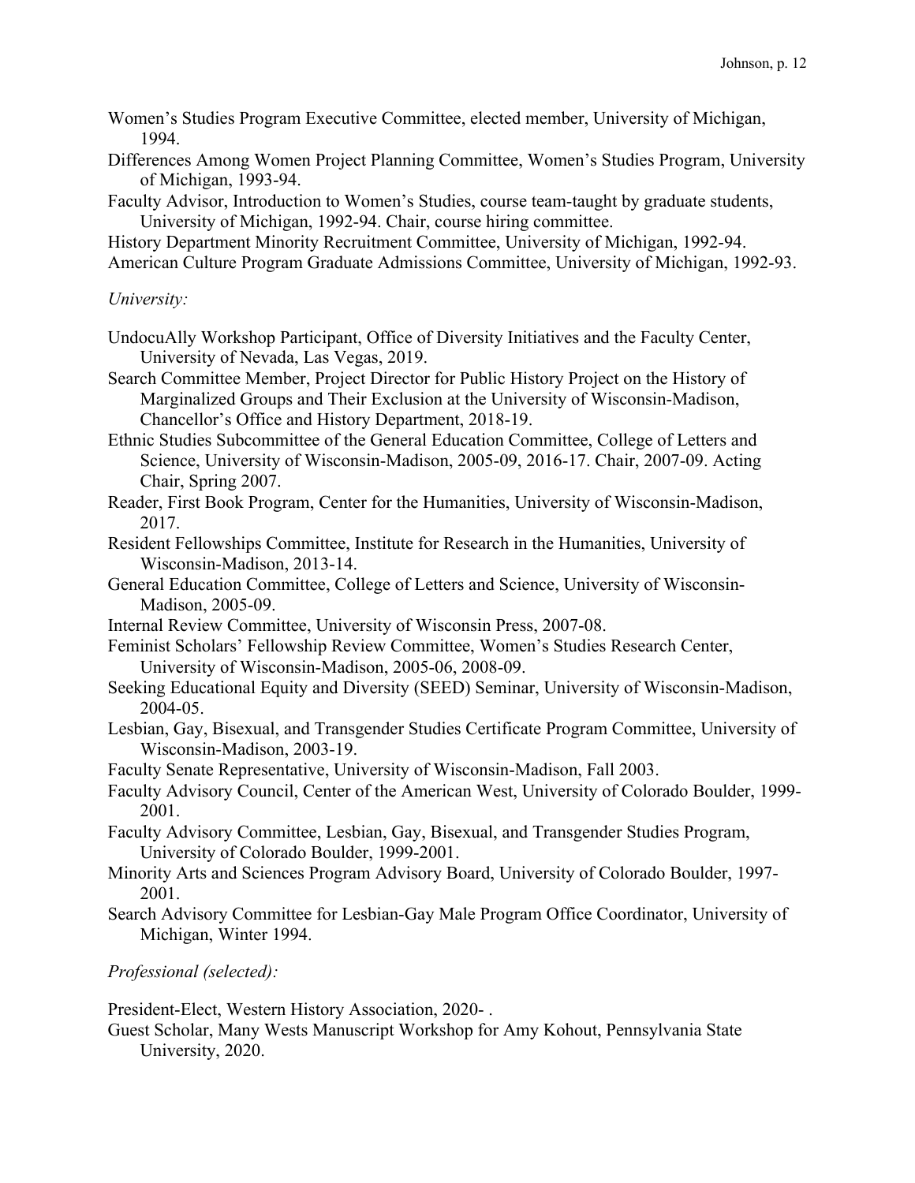Women's Studies Program Executive Committee, elected member, University of Michigan, 1994.

Differences Among Women Project Planning Committee, Women's Studies Program, University of Michigan, 1993-94.

Faculty Advisor, Introduction to Women's Studies, course team-taught by graduate students, University of Michigan, 1992-94. Chair, course hiring committee.

History Department Minority Recruitment Committee, University of Michigan, 1992-94.

American Culture Program Graduate Admissions Committee, University of Michigan, 1992-93.

*University:*

UndocuAlly Workshop Participant, Office of Diversity Initiatives and the Faculty Center, University of Nevada, Las Vegas, 2019.

Search Committee Member, Project Director for Public History Project on the History of Marginalized Groups and Their Exclusion at the University of Wisconsin-Madison, Chancellor's Office and History Department, 2018-19.

Ethnic Studies Subcommittee of the General Education Committee, College of Letters and Science, University of Wisconsin-Madison, 2005-09, 2016-17. Chair, 2007-09. Acting Chair, Spring 2007.

Reader, First Book Program, Center for the Humanities, University of Wisconsin-Madison, 2017.

Resident Fellowships Committee, Institute for Research in the Humanities, University of Wisconsin-Madison, 2013-14.

General Education Committee, College of Letters and Science, University of Wisconsin-Madison, 2005-09.

Internal Review Committee, University of Wisconsin Press, 2007-08.

Feminist Scholars' Fellowship Review Committee, Women's Studies Research Center, University of Wisconsin-Madison, 2005-06, 2008-09.

Seeking Educational Equity and Diversity (SEED) Seminar, University of Wisconsin-Madison, 2004-05.

Lesbian, Gay, Bisexual, and Transgender Studies Certificate Program Committee, University of Wisconsin-Madison, 2003-19.

Faculty Senate Representative, University of Wisconsin-Madison, Fall 2003.

Faculty Advisory Council, Center of the American West, University of Colorado Boulder, 1999-2001.

Faculty Advisory Committee, Lesbian, Gay, Bisexual, and Transgender Studies Program, University of Colorado Boulder, 1999-2001.

Minority Arts and Sciences Program Advisory Board, University of Colorado Boulder, 1997-2001.

Search Advisory Committee for Lesbian-Gay Male Program Office Coordinator, University of Michigan, Winter 1994.

*Professional (selected):*

President-Elect, Western History Association, 2020- .

Guest Scholar, Many Wests Manuscript Workshop for Amy Kohout, Pennsylvania State University, 2020.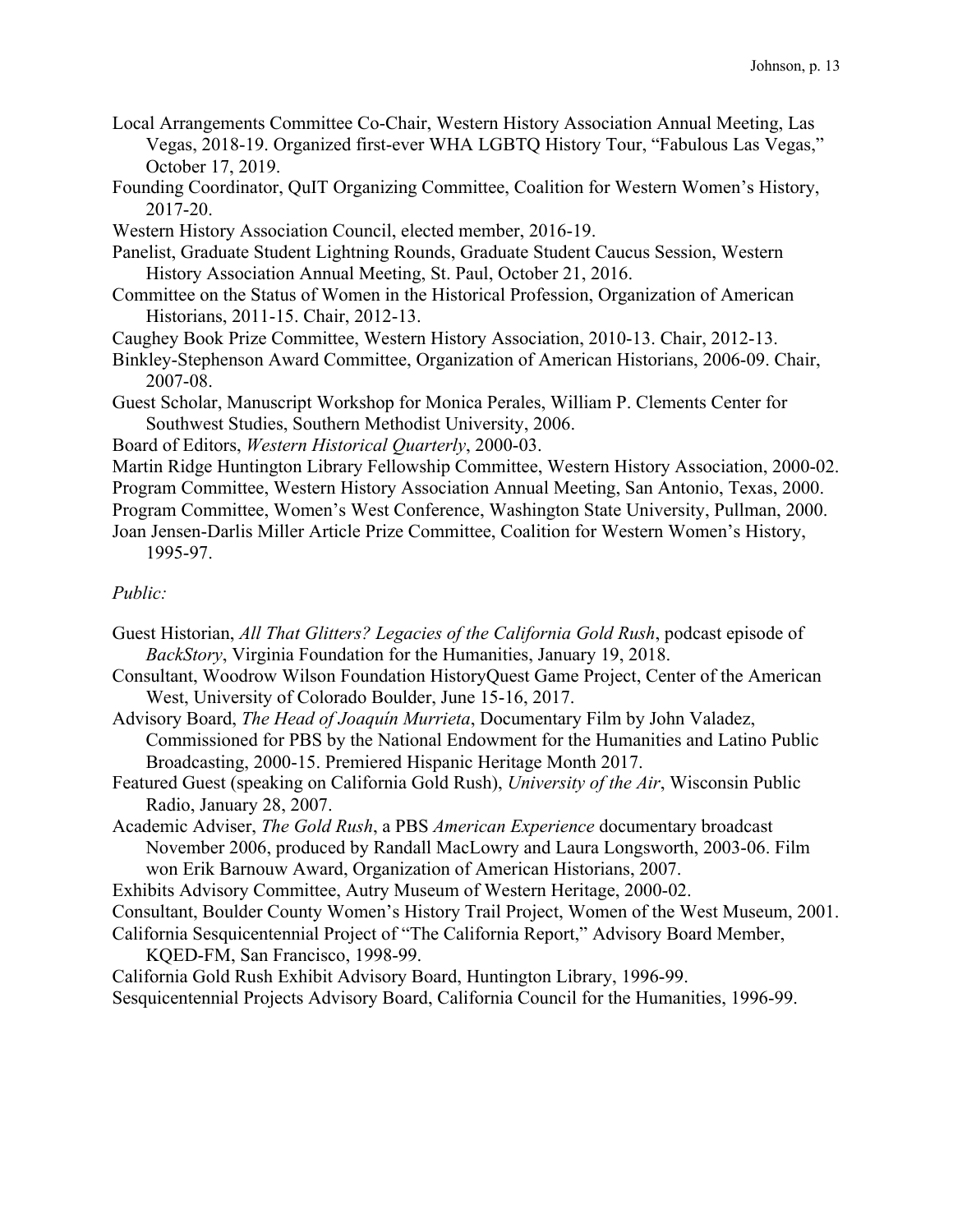Local Arrangements Committee Co-Chair, Western History Association Annual Meeting, Las Vegas, 2018-19. Organized first-ever WHA LGBTQ History Tour, "Fabulous Las Vegas," October 17, 2019.

Founding Coordinator, QuIT Organizing Committee, Coalition for Western Women's History, 2017-20.

Western History Association Council, elected member, 2016-19.

Panelist, Graduate Student Lightning Rounds, Graduate Student Caucus Session, Western History Association Annual Meeting, St. Paul, October 21, 2016.

Committee on the Status of Women in the Historical Profession, Organization of American Historians, 2011-15. Chair, 2012-13.

Caughey Book Prize Committee, Western History Association, 2010-13. Chair, 2012-13.

Binkley-Stephenson Award Committee, Organization of American Historians, 2006-09. Chair, 2007-08.

Guest Scholar, Manuscript Workshop for Monica Perales, William P. Clements Center for Southwest Studies, Southern Methodist University, 2006.

Board of Editors, *Western Historical Quarterly*, 2000-03.

Martin Ridge Huntington Library Fellowship Committee, Western History Association, 2000-02.

Program Committee, Western History Association Annual Meeting, San Antonio, Texas, 2000.

Program Committee, Women's West Conference, Washington State University, Pullman, 2000.

Joan Jensen-Darlis Miller Article Prize Committee, Coalition for Western Women's History, 1995-97.

*Public:*

Guest Historian, *All That Glitters? Legacies of the California Gold Rush*, podcast episode of *BackStory*, Virginia Foundation for the Humanities, January 19, 2018.

Consultant, Woodrow Wilson Foundation HistoryQuest Game Project, Center of the American West, University of Colorado Boulder, June 15-16, 2017.

Advisory Board, *The Head of Joaquín Murrieta*, Documentary Film by John Valadez, Commissioned for PBS by the National Endowment for the Humanities and Latino Public Broadcasting, 2000-15. Premiered Hispanic Heritage Month 2017.

Featured Guest (speaking on California Gold Rush), *University of the Air*, Wisconsin Public Radio, January 28, 2007.

Academic Adviser, *The Gold Rush*, a PBS *American Experience* documentary broadcast November 2006, produced by Randall MacLowry and Laura Longsworth, 2003-06. Film won Erik Barnouw Award, Organization of American Historians, 2007.

Exhibits Advisory Committee, Autry Museum of Western Heritage, 2000-02.

Consultant, Boulder County Women's History Trail Project, Women of the West Museum, 2001.

California Sesquicentennial Project of "The California Report," Advisory Board Member, KQED-FM, San Francisco, 1998-99.

California Gold Rush Exhibit Advisory Board, Huntington Library, 1996-99.

Sesquicentennial Projects Advisory Board, California Council for the Humanities, 1996-99.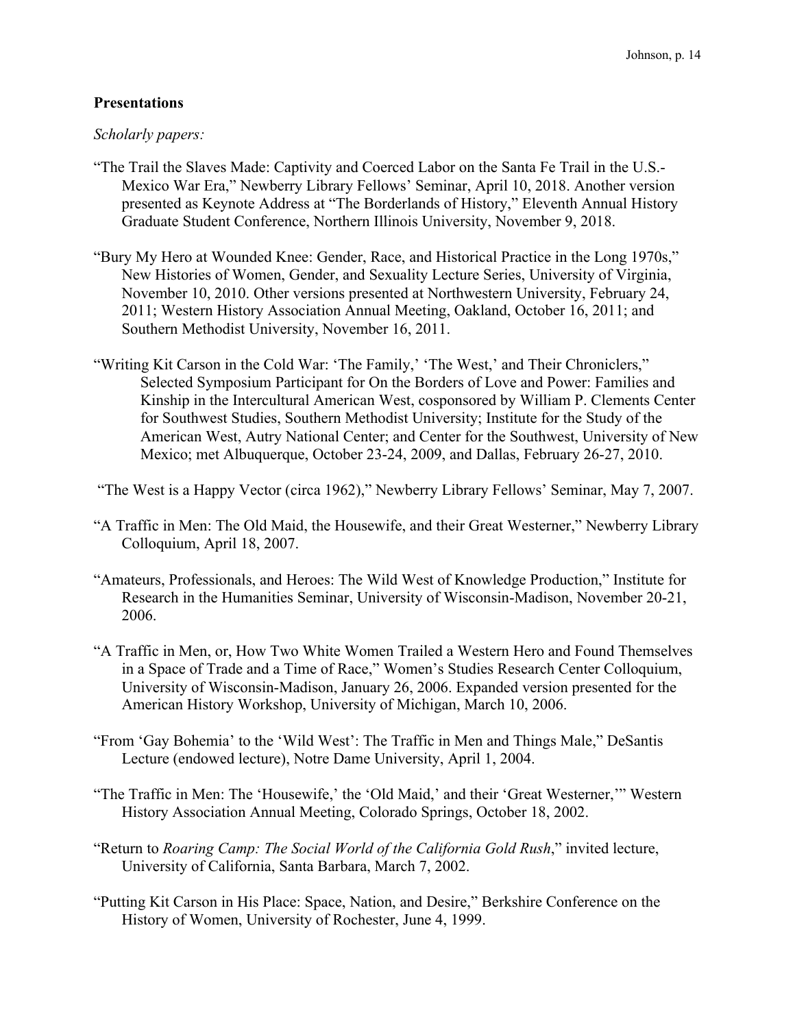## Presentations

*Scholarly papers:*

"The Trail the Slaves Made: Captivity and Coerced Labor on the Santa Fe Trail in the U.S.-Mexico War Era," Newberry Library Fellows' Seminar, April 10, 2018. Another version presented as Keynote Address at "The Borderlands of History," Eleventh Annual History Graduate Student Conference, Northern Illinois University, November 9, 2018.

"Bury My Hero at Wounded Knee: Gender, Race, and Historical Practice in the Long 1970s," New Histories of Women, Gender, and Sexuality Lecture Series, University of Virginia, November 10, 2010. Other versions presented at Northwestern University, February 24, 2011; Western History Association Annual Meeting, Oakland, October 16, 2011; and Southern Methodist University, November 16, 2011.

"Writing Kit Carson in the Cold War: 'The Family,' 'The West,' and Their Chroniclers," Selected Symposium Participant for On the Borders of Love and Power: Families and Kinship in the Intercultural American West, cosponsored by William P. Clements Center for Southwest Studies, Southern Methodist University; Institute for the Study of the American West, Autry National Center; and Center for the Southwest, University of New Mexico; met Albuquerque, October 23-24, 2009, and Dallas, February 26-27, 2010.

"The West is a Happy Vector (circa 1962)," Newberry Library Fellows' Seminar, May 7, 2007.

"A Traffic in Men: The Old Maid, the Housewife, and their Great Westerner," Newberry Library Colloquium, April 18, 2007.

"Amateurs, Professionals, and Heroes: The Wild West of Knowledge Production," Institute for Research in the Humanities Seminar, University of Wisconsin-Madison, November 20-21, 2006.

"A Traffic in Men, or, How Two White Women Trailed a Western Hero and Found Themselves in a Space of Trade and a Time of Race," Women's Studies Research Center Colloquium, University of Wisconsin-Madison, January 26, 2006. Expanded version presented for the American History Workshop, University of Michigan, March 10, 2006.

"From 'Gay Bohemia' to the 'Wild West': The Traffic in Men and Things Male," DeSantis Lecture (endowed lecture), Notre Dame University, April 1, 2004.

"The Traffic in Men: The 'Housewife,' the 'Old Maid,' and their 'Great Westerner,'" Western History Association Annual Meeting, Colorado Springs, October 18, 2002.

"Return to *Roaring Camp: The Social World of the California Gold Rush*," invited lecture, University of California, Santa Barbara, March 7, 2002.

"Putting Kit Carson in His Place: Space, Nation, and Desire," Berkshire Conference on the History of Women, University of Rochester, June 4, 1999.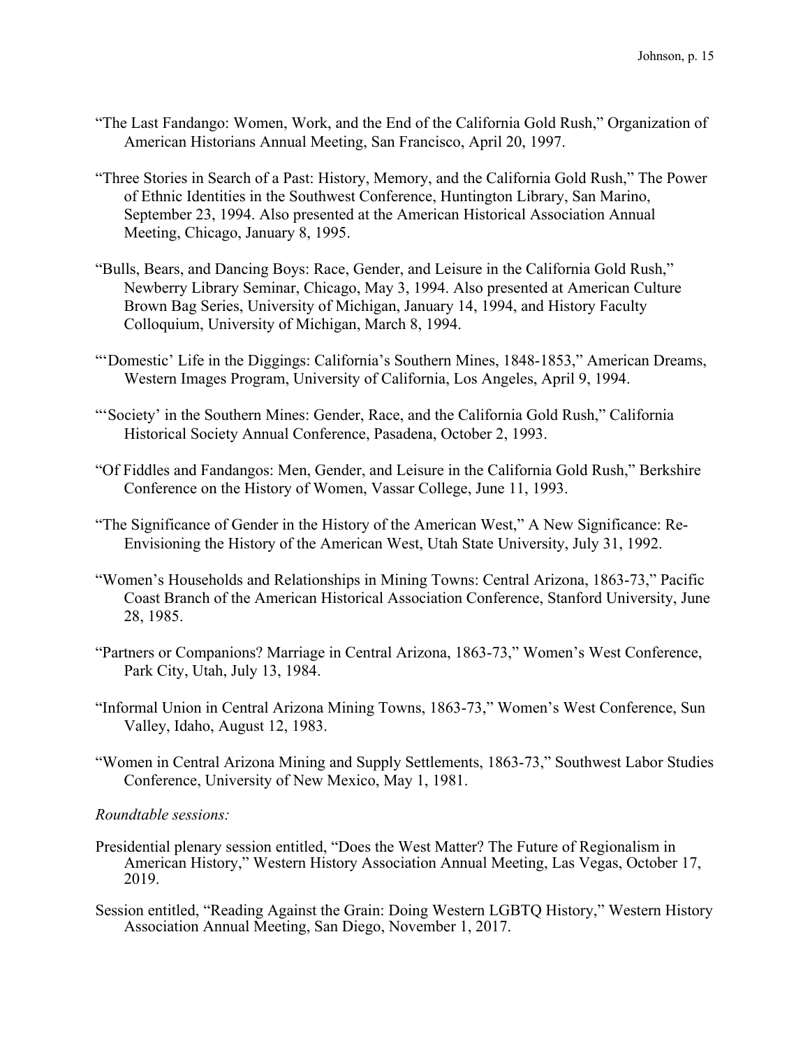"The Last Fandango: Women, Work, and the End of the California Gold Rush," Organization of American Historians Annual Meeting, San Francisco, April 20, 1997.

"Three Stories in Search of a Past: History, Memory, and the California Gold Rush," The Power of Ethnic Identities in the Southwest Conference, Huntington Library, San Marino, September 23, 1994. Also presented at the American Historical Association Annual Meeting, Chicago, January 8, 1995.

"Bulls, Bears, and Dancing Boys: Race, Gender, and Leisure in the California Gold Rush," Newberry Library Seminar, Chicago, May 3, 1994. Also presented at American Culture Brown Bag Series, University of Michigan, January 14, 1994, and History Faculty Colloquium, University of Michigan, March 8, 1994.

"'Domestic' Life in the Diggings: California's Southern Mines, 1848-1853," American Dreams, Western Images Program, University of California, Los Angeles, April 9, 1994.

"'Society' in the Southern Mines: Gender, Race, and the California Gold Rush," California Historical Society Annual Conference, Pasadena, October 2, 1993.

"Of Fiddles and Fandangos: Men, Gender, and Leisure in the California Gold Rush," Berkshire Conference on the History of Women, Vassar College, June 11, 1993.

"The Significance of Gender in the History of the American West," A New Significance: Re-Envisioning the History of the American West, Utah State University, July 31, 1992.

"Women's Households and Relationships in Mining Towns: Central Arizona, 1863-73," Pacific Coast Branch of the American Historical Association Conference, Stanford University, June 28, 1985.

"Partners or Companions? Marriage in Central Arizona, 1863-73," Women's West Conference, Park City, Utah, July 13, 1984.

"Informal Union in Central Arizona Mining Towns, 1863-73," Women's West Conference, Sun Valley, Idaho, August 12, 1983.

"Women in Central Arizona Mining and Supply Settlements, 1863-73," Southwest Labor Studies Conference, University of New Mexico, May 1, 1981.

*Roundtable sessions:*

Presidential plenary session entitled, "Does the West Matter? The Future of Regionalism in American History," Western History Association Annual Meeting, Las Vegas, October 17, 2019.

Session entitled, "Reading Against the Grain: Doing Western LGBTQ History," Western History Association Annual Meeting, San Diego, November 1, 2017.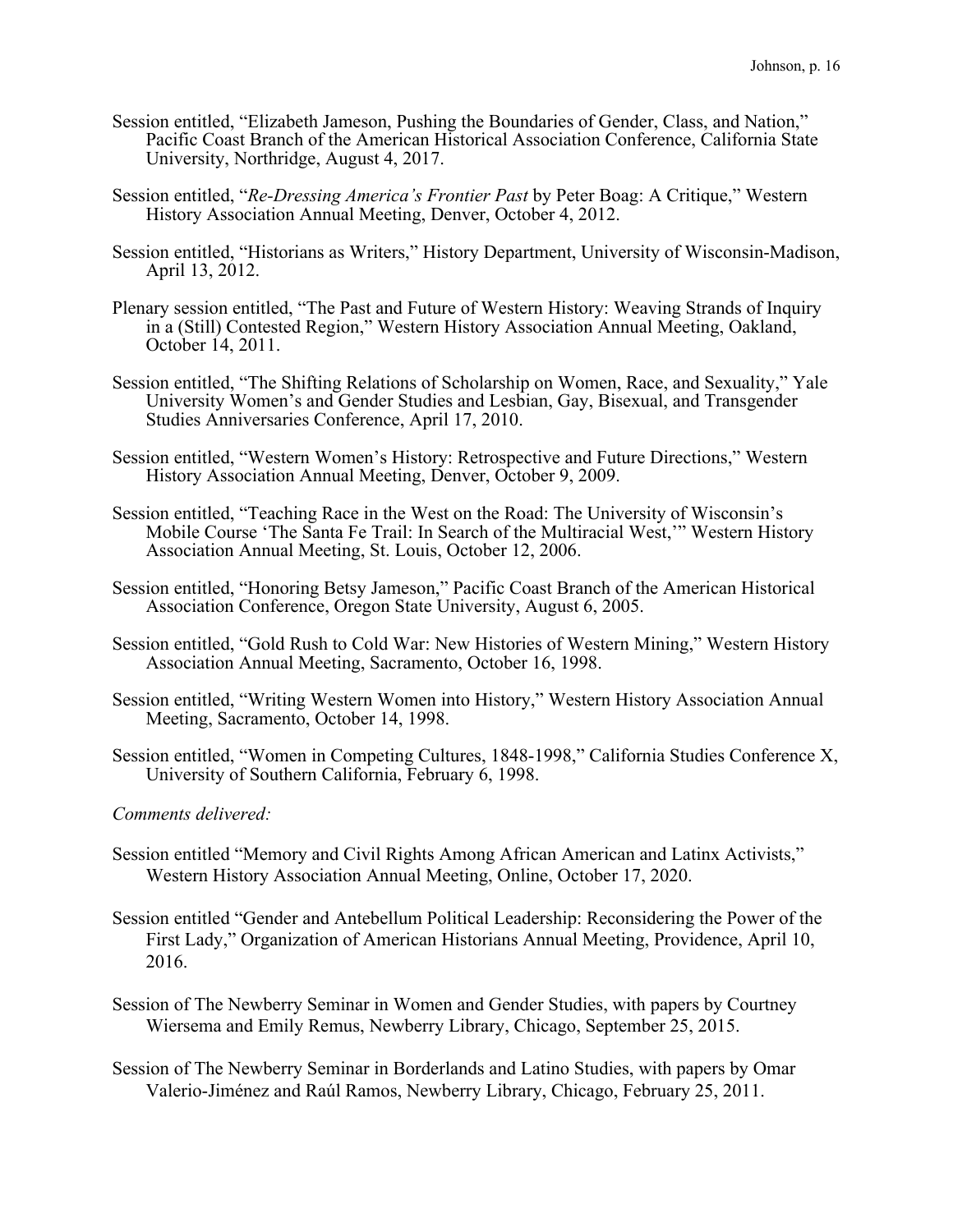Session entitled, "Elizabeth Jameson, Pushing the Boundaries of Gender, Class, and Nation," Pacific Coast Branch of the American Historical Association Conference, California State University, Northridge, August 4, 2017.

Session entitled, "*Re-Dressing America's Frontier Past* by Peter Boag: A Critique," Western History Association Annual Meeting, Denver, October 4, 2012.

Session entitled, "Historians as Writers," History Department, University of Wisconsin-Madison, April 13, 2012.

Plenary session entitled, "The Past and Future of Western History: Weaving Strands of Inquiry in a (Still) Contested Region," Western History Association Annual Meeting, Oakland, October 14, 2011.

Session entitled, "The Shifting Relations of Scholarship on Women, Race, and Sexuality," Yale University Women's and Gender Studies and Lesbian, Gay, Bisexual, and Transgender Studies Anniversaries Conference, April 17, 2010.

Session entitled, "Western Women's History: Retrospective and Future Directions," Western History Association Annual Meeting, Denver, October 9, 2009.

Session entitled, "Teaching Race in the West on the Road: The University of Wisconsin's Mobile Course 'The Santa Fe Trail: In Search of the Multiracial West,'" Western History Association Annual Meeting, St. Louis, October 12, 2006.

Session entitled, "Honoring Betsy Jameson," Pacific Coast Branch of the American Historical Association Conference, Oregon State University, August 6, 2005.

Session entitled, "Gold Rush to Cold War: New Histories of Western Mining," Western History Association Annual Meeting, Sacramento, October 16, 1998.

Session entitled, "Writing Western Women into History," Western History Association Annual Meeting, Sacramento, October 14, 1998.

Session entitled, "Women in Competing Cultures, 1848-1998," California Studies Conference X, University of Southern California, February 6, 1998.

*Comments delivered:*

Session entitled "Memory and Civil Rights Among African American and Latinx Activists," Western History Association Annual Meeting, Online, October 17, 2020.

Session entitled "Gender and Antebellum Political Leadership: Reconsidering the Power of the First Lady," Organization of American Historians Annual Meeting, Providence, April 10, 2016.

Session of The Newberry Seminar in Women and Gender Studies, with papers by Courtney Wiersema and Emily Remus, Newberry Library, Chicago, September 25, 2015.

Session of The Newberry Seminar in Borderlands and Latino Studies, with papers by Omar Valerio-Jiménez and Raúl Ramos, Newberry Library, Chicago, February 25, 2011.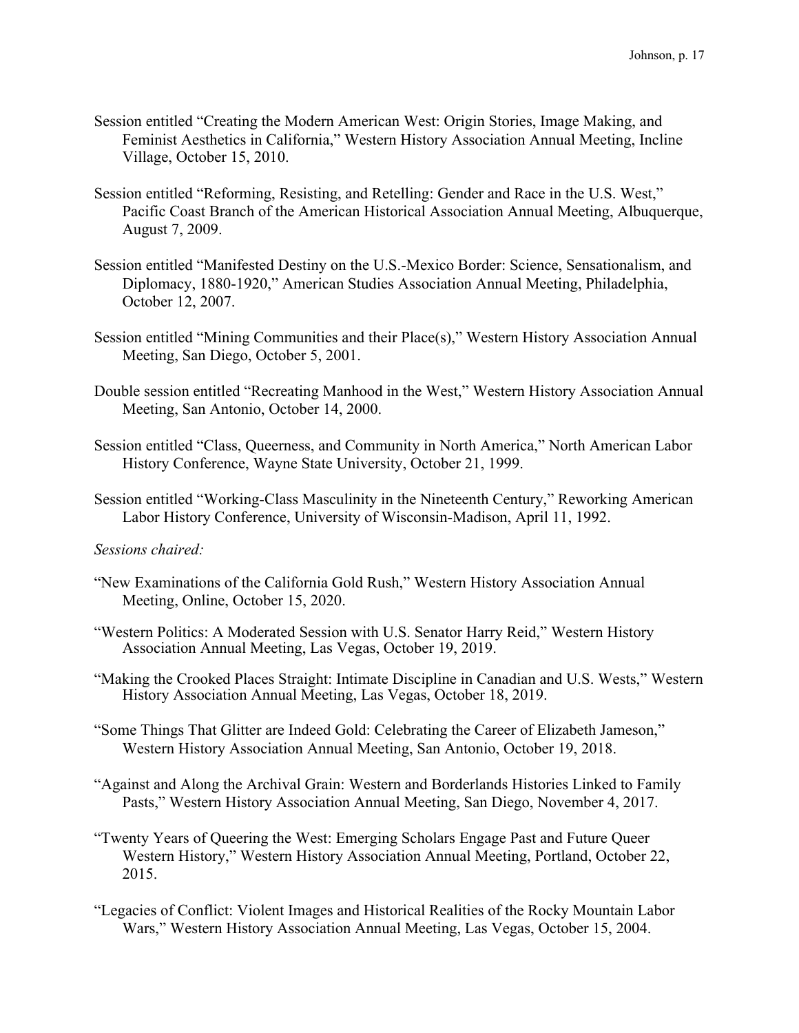Session entitled "Creating the Modern American West: Origin Stories, Image Making, and Feminist Aesthetics in California," Western History Association Annual Meeting, Incline Village, October 15, 2010.

Session entitled "Reforming, Resisting, and Retelling: Gender and Race in the U.S. West," Pacific Coast Branch of the American Historical Association Annual Meeting, Albuquerque, August 7, 2009.

Session entitled "Manifested Destiny on the U.S.-Mexico Border: Science, Sensationalism, and Diplomacy, 1880-1920," American Studies Association Annual Meeting, Philadelphia, October 12, 2007.

Session entitled "Mining Communities and their Place(s)," Western History Association Annual Meeting, San Diego, October 5, 2001.

Double session entitled "Recreating Manhood in the West," Western History Association Annual Meeting, San Antonio, October 14, 2000.

Session entitled "Class, Queerness, and Community in North America," North American Labor History Conference, Wayne State University, October 21, 1999.

Session entitled "Working-Class Masculinity in the Nineteenth Century," Reworking American Labor History Conference, University of Wisconsin-Madison, April 11, 1992.

*Sessions chaired:*

"New Examinations of the California Gold Rush," Western History Association Annual Meeting, Online, October 15, 2020.

"Western Politics: A Moderated Session with U.S. Senator Harry Reid," Western History Association Annual Meeting, Las Vegas, October 19, 2019.

"Making the Crooked Places Straight: Intimate Discipline in Canadian and U.S. Wests," Western History Association Annual Meeting, Las Vegas, October 18, 2019.

"Some Things That Glitter are Indeed Gold: Celebrating the Career of Elizabeth Jameson," Western History Association Annual Meeting, San Antonio, October 19, 2018.

"Against and Along the Archival Grain: Western and Borderlands Histories Linked to Family Pasts," Western History Association Annual Meeting, San Diego, November 4, 2017.

"Twenty Years of Queering the West: Emerging Scholars Engage Past and Future Queer Western History," Western History Association Annual Meeting, Portland, October 22, 2015.

"Legacies of Conflict: Violent Images and Historical Realities of the Rocky Mountain Labor Wars," Western History Association Annual Meeting, Las Vegas, October 15, 2004.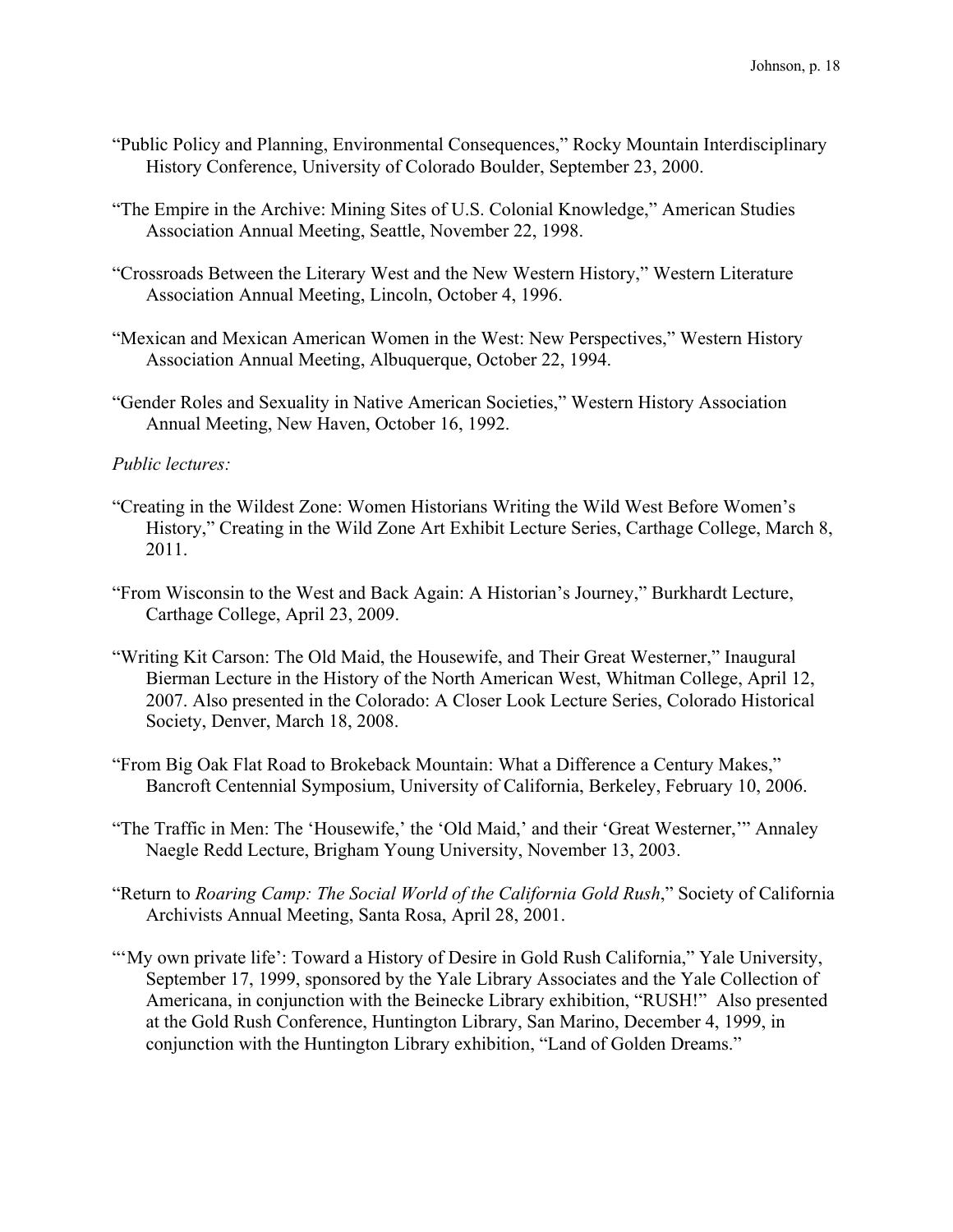"Public Policy and Planning, Environmental Consequences," Rocky Mountain Interdisciplinary History Conference, University of Colorado Boulder, September 23, 2000.

"The Empire in the Archive: Mining Sites of U.S. Colonial Knowledge," American Studies Association Annual Meeting, Seattle, November 22, 1998.

"Crossroads Between the Literary West and the New Western History," Western Literature Association Annual Meeting, Lincoln, October 4, 1996.

"Mexican and Mexican American Women in the West: New Perspectives," Western History Association Annual Meeting, Albuquerque, October 22, 1994.

"Gender Roles and Sexuality in Native American Societies," Western History Association Annual Meeting, New Haven, October 16, 1992.

*Public lectures:*

"Creating in the Wildest Zone: Women Historians Writing the Wild West Before Women's History," Creating in the Wild Zone Art Exhibit Lecture Series, Carthage College, March 8, 2011.

"From Wisconsin to the West and Back Again: A Historian's Journey," Burkhardt Lecture, Carthage College, April 23, 2009.

"Writing Kit Carson: The Old Maid, the Housewife, and Their Great Westerner," Inaugural Bierman Lecture in the History of the North American West, Whitman College, April 12, 2007. Also presented in the Colorado: A Closer Look Lecture Series, Colorado Historical Society, Denver, March 18, 2008.

"From Big Oak Flat Road to Brokeback Mountain: What a Difference a Century Makes," Bancroft Centennial Symposium, University of California, Berkeley, February 10, 2006.

"The Traffic in Men: The 'Housewife,' the 'Old Maid,' and their 'Great Westerner,'" Annaley Naegle Redd Lecture, Brigham Young University, November 13, 2003.

"Return to *Roaring Camp: The Social World of the California Gold Rush*," Society of California Archivists Annual Meeting, Santa Rosa, April 28, 2001.

"'My own private life': Toward a History of Desire in Gold Rush California," Yale University, September 17, 1999, sponsored by the Yale Library Associates and the Yale Collection of Americana, in conjunction with the Beinecke Library exhibition, "RUSH!" Also presented at the Gold Rush Conference, Huntington Library, San Marino, December 4, 1999, in conjunction with the Huntington Library exhibition, "Land of Golden Dreams."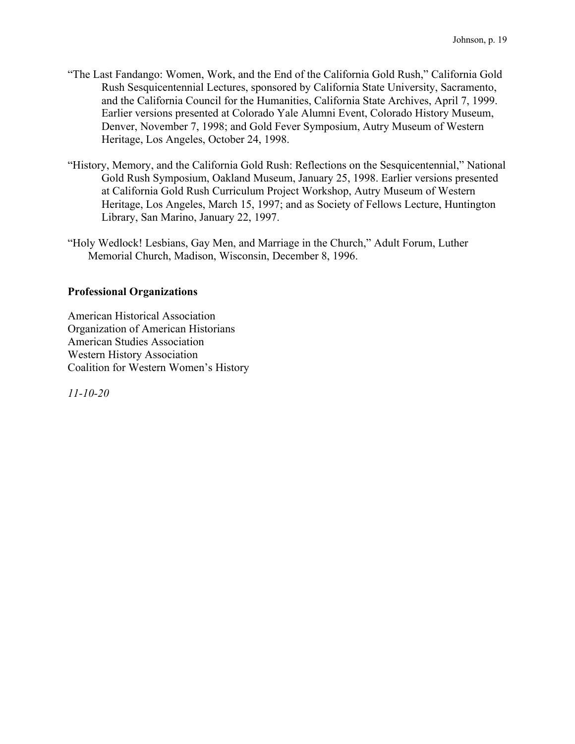"The Last Fandango: Women, Work, and the End of the California Gold Rush," California Gold Rush Sesquicentennial Lectures, sponsored by California State University, Sacramento, and the California Council for the Humanities, California State Archives, April 7, 1999. Earlier versions presented at Colorado Yale Alumni Event, Colorado History Museum, Denver, November 7, 1998; and Gold Fever Symposium, Autry Museum of Western Heritage, Los Angeles, October 24, 1998.

"History, Memory, and the California Gold Rush: Reflections on the Sesquicentennial," National Gold Rush Symposium, Oakland Museum, January 25, 1998. Earlier versions presented at California Gold Rush Curriculum Project Workshop, Autry Museum of Western Heritage, Los Angeles, March 15, 1997; and as Society of Fellows Lecture, Huntington Library, San Marino, January 22, 1997.

"Holy Wedlock! Lesbians, Gay Men, and Marriage in the Church," Adult Forum, Luther Memorial Church, Madison, Wisconsin, December 8, 1996.

**Professional Organizations**

American Historical Association
Organization of American Historians
American Studies Association
Western History Association
Coalition for Western Women's History

*11-10-20*